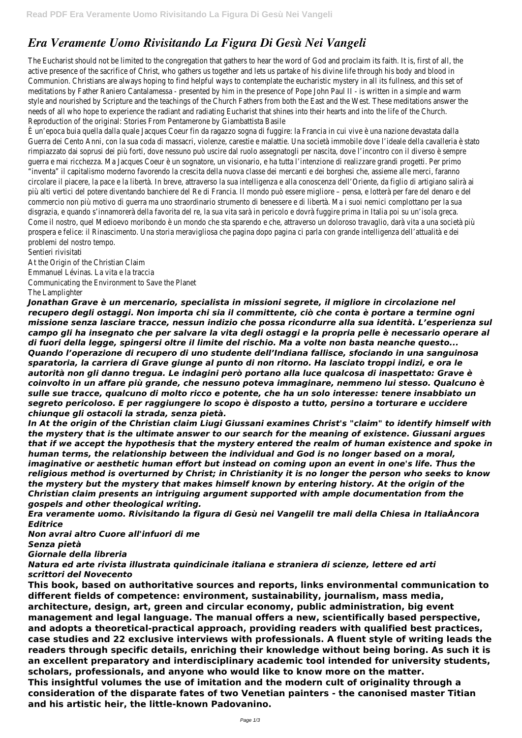# *Era Veramente Uomo Rivisitando La Figura Di Gesù Nei Vangeli*

The Eucharist should not be limited to the congregation that gathers to hear the word of God and proclaim its faith. It is, first of all, the active presence of the sacrifice of Christ, who gathers us together and lets us partake of his divine life through his body and blood in Communion. Christians are always hoping to find helpful ways to contemplate the eucharistic mystery in all its fullness, and this set of meditations by Father Raniero Cantalamessa - presented by him in the presence of Pope John Paul II - is written in a simple and warm style and nourished by Scripture and the teachings of the Church Fathers from both the East and the West. These meditations answer the needs of all who hope to experience the radiant and radiating Eucharist that shines into their hearts and into the life of the Church.

Reproduction of the original: Stories From Pentamerone by Giambattista Basile

È un'epoca buia quella dalla quale Jacques Coeur fin da ragazzo sogna di fuggire: la Francia in cui vive è una nazione devastata dalla Guerra dei Cento Anni, con la sua coda di massacri, violenze, carestie e malattie. Una società immobile dove l'ideale della cavalleria è stato rimpiazzato dai soprusi dei più forti, dove nessuno può uscire dal ruolo assegnatogli per nascita, dove l'incontro con il diverso è sempre guerra e mai ricchezza. Ma Jacques Coeur è un sognatore, un visionario, e ha tutta l'intenzione di realizzare grandi progetti. Per primo "inventa" il capitalismo moderno favorendo la crescita della nuova classe dei mercanti e dei borghesi che, assieme alle merci, faranno circolare il piacere, la pace e la libertà. In breve, attraverso la sua intelligenza e alla conoscenza dell'Oriente, da figlio di artigiano salirà ai più alti vertici del potere diventando banchiere del Re di Francia. Il mondo può essere migliore – pensa, e lotterà per fare del denaro e del commercio non più motivo di guerra ma uno straordinario strumento di benessere e di libertà. Ma i suoi nemici complottano per la sua disgrazia, e quando s'innamorerà della favorita del re, la sua vita sarà in pericolo e dovrà fuggire prima in Italia poi su un'isola greca. Come il nostro, quel Medioevo moribondo è un mondo che sta sparendo e che, attraverso un doloroso travaglio, darà vita a una società più prospera e felice: il Rinascimento. Una storia meravigliosa che pagina dopo pagina ci parla con grande intelligenza dell'attualità e dei problemi del nostro tempo.

Sentieri rivisitati
At the Origin of the Christian Claim
Emmanuel Lévinas. La vita e la traccia
Communicating the Environment to Save the Planet
The Lamplighter

***Jonathan Grave è un mercenario, specialista in missioni segrete, il migliore in circolazione nel recupero degli ostaggi. Non importa chi sia il committente, ciò che conta è portare a termine ogni missione senza lasciare tracce, nessun indizio che possa ricondurre alla sua identità. L'esperienza sul campo gli ha insegnato che per salvare la vita degli ostaggi e la propria pelle è necessario operare al di fuori della legge, spingersi oltre il limite del rischio. Ma a volte non basta neanche questo... Quando l'operazione di recupero di uno studente dell'Indiana fallisce, sfociando in una sanguinosa sparatoria, la carriera di Grave giunge al punto di non ritorno. Ha lasciato troppi indizi, e ora le autorità non gli danno tregua. Le indagini però portano alla luce qualcosa di inaspettato: Grave è coinvolto in un affare più grande, che nessuno poteva immaginare, nemmeno lui stesso. Qualcuno è sulle sue tracce, qualcuno di molto ricco e potente, che ha un solo interesse: tenere insabbiato un segreto pericoloso. E per raggiungere lo scopo è disposto a tutto, persino a torturare e uccidere chiunque gli ostacoli la strada, senza pietà.***

***In At the origin of the Christian claim Liugi Giussani examines Christ's "claim" to identify himself with the mystery that is the ultimate answer to our search for the meaning of existence. Giussani argues that if we accept the hypothesis that the mystery entered the realm of human existence and spoke in human terms, the relationship between the individual and God is no longer based on a moral, imaginative or aesthetic human effort but instead on coming upon an event in one's life. Thus the religious method is overturned by Christ; in Christianity it is no longer the person who seeks to know the mystery but the mystery that makes himself known by entering history. At the origin of the Christian claim presents an intriguing argument supported with ample documentation from the gospels and other theological writing.***

***Era veramente uomo. Rivisitando la figura di Gesù nei VangeliI tre mali della Chiesa in ItaliaÀncora Editrice***

***Non avrai altro Cuore all'infuori di me***
***Senza pietà***
***Giornale della libreria***
***Natura ed arte rivista illustrata quindicinale italiana e straniera di scienze, lettere ed arti***
***scrittori del Novecento***

**This book, based on authoritative sources and reports, links environmental communication to different fields of competence: environment, sustainability, journalism, mass media, architecture, design, art, green and circular economy, public administration, big event management and legal language. The manual offers a new, scientifically based perspective, and adopts a theoretical-practical approach, providing readers with qualified best practices, case studies and 22 exclusive interviews with professionals. A fluent style of writing leads the readers through specific details, enriching their knowledge without being boring. As such it is an excellent preparatory and interdisciplinary academic tool intended for university students, scholars, professionals, and anyone who would like to know more on the matter.**

**This insightful volumes the use of imitation and the modern cult of originality through a consideration of the disparate fates of two Venetian painters - the canonised master Titian and his artistic heir, the little-known Padovanino.**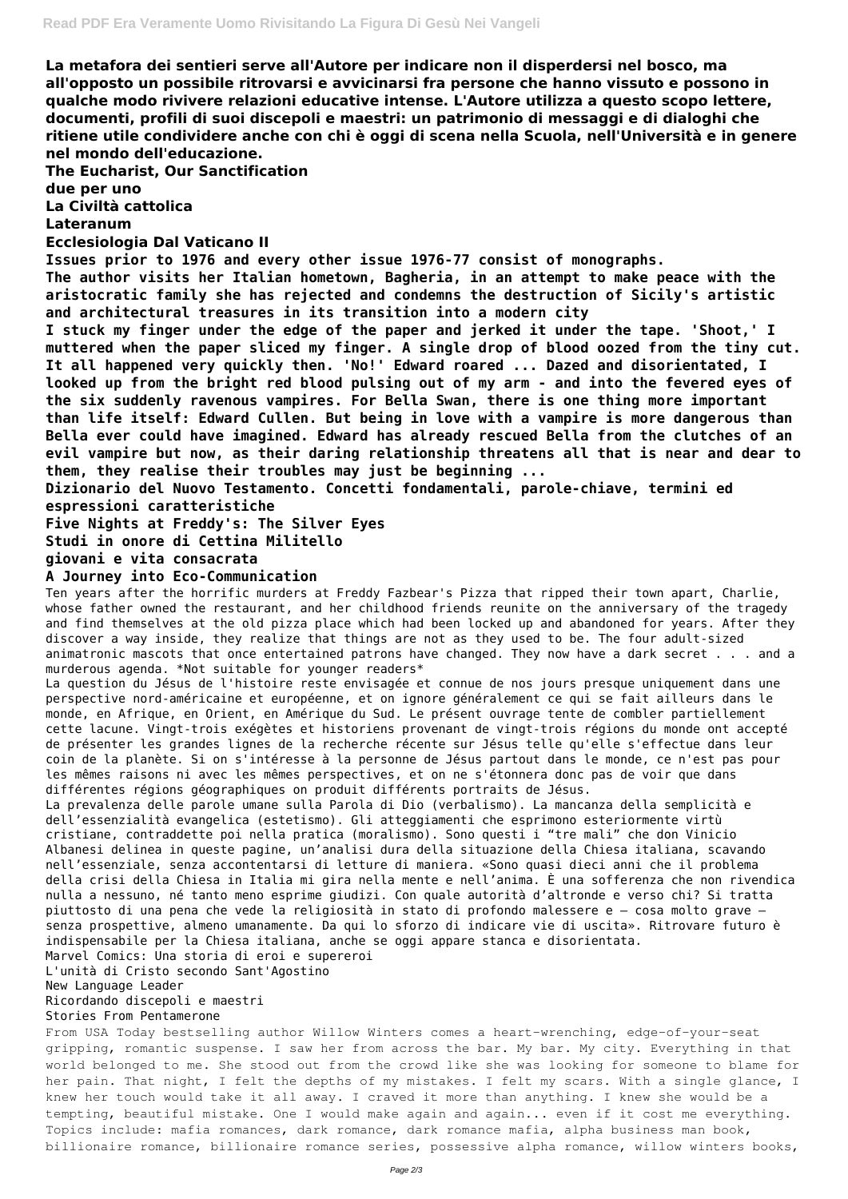**La metafora dei sentieri serve all'Autore per indicare non il disperdersi nel bosco, ma all'opposto un possibile ritrovarsi e avvicinarsi fra persone che hanno vissuto e possono in qualche modo rivivere relazioni educative intense. L'Autore utilizza a questo scopo lettere, documenti, profili di suoi discepoli e maestri: un patrimonio di messaggi e di dialoghi che ritiene utile condividere anche con chi è oggi di scena nella Scuola, nell'Università e in genere nel mondo dell'educazione.**

**The Eucharist, Our Sanctification**

**due per uno**

**La Civiltà cattolica**

**Lateranum**

**Ecclesiologia Dal Vaticano II**

**Issues prior to 1976 and every other issue 1976-77 consist of monographs.**

**The author visits her Italian hometown, Bagheria, in an attempt to make peace with the aristocratic family she has rejected and condemns the destruction of Sicily's artistic and architectural treasures in its transition into a modern city**

**I stuck my finger under the edge of the paper and jerked it under the tape. 'Shoot,' I muttered when the paper sliced my finger. A single drop of blood oozed from the tiny cut. It all happened very quickly then. 'No!' Edward roared ... Dazed and disorientated, I looked up from the bright red blood pulsing out of my arm - and into the fevered eyes of the six suddenly ravenous vampires. For Bella Swan, there is one thing more important than life itself: Edward Cullen. But being in love with a vampire is more dangerous than Bella ever could have imagined. Edward has already rescued Bella from the clutches of an evil vampire but now, as their daring relationship threatens all that is near and dear to them, they realise their troubles may just be beginning ...**

**Dizionario del Nuovo Testamento. Concetti fondamentali, parole-chiave, termini ed espressioni caratteristiche**

**Five Nights at Freddy's: The Silver Eyes**

**Studi in onore di Cettina Militello**

**giovani e vita consacrata**

**A Journey into Eco-Communication**

Ten years after the horrific murders at Freddy Fazbear's Pizza that ripped their town apart, Charlie, whose father owned the restaurant, and her childhood friends reunite on the anniversary of the tragedy and find themselves at the old pizza place which had been locked up and abandoned for years. After they discover a way inside, they realize that things are not as they used to be. The four adult-sized animatronic mascots that once entertained patrons have changed. They now have a dark secret . . . and a murderous agenda. *Not suitable for younger readers*

La question du Jésus de l'histoire reste envisagée et connue de nos jours presque uniquement dans une perspective nord-américaine et européenne, et on ignore généralement ce qui se fait ailleurs dans le monde, en Afrique, en Orient, en Amérique du Sud. Le présent ouvrage tente de combler partiellement cette lacune. Vingt-trois exégètes et historiens provenant de vingt-trois régions du monde ont accepté de présenter les grandes lignes de la recherche récente sur Jésus telle qu'elle s'effectue dans leur coin de la planète. Si on s'intéresse à la personne de Jésus partout dans le monde, ce n'est pas pour les mêmes raisons ni avec les mêmes perspectives, et on ne s'étonnera donc pas de voir que dans différentes régions géographiques on produit différents portraits de Jésus.

La prevalenza delle parole umane sulla Parola di Dio (verbalismo). La mancanza della semplicità e dell'essenzialità evangelica (estetismo). Gli atteggiamenti che esprimono esteriormente virtù cristiane, contraddette poi nella pratica (moralismo). Sono questi i "tre mali" che don Vinicio Albanesi delinea in queste pagine, un'analisi dura della situazione della Chiesa italiana, scavando nell'essenziale, senza accontentarsi di letture di maniera. «Sono quasi dieci anni che il problema della crisi della Chiesa in Italia mi gira nella mente e nell'anima. È una sofferenza che non rivendica nulla a nessuno, né tanto meno esprime giudizi. Con quale autorità d'altronde e verso chi? Si tratta piuttosto di una pena che vede la religiosità in stato di profondo malessere e – cosa molto grave – senza prospettive, almeno umanamente. Da qui lo sforzo di indicare vie di uscita». Ritrovare futuro è indispensabile per la Chiesa italiana, anche se oggi appare stanca e disorientata.

Marvel Comics: Una storia di eroi e supereroi

L'unità di Cristo secondo Sant'Agostino

New Language Leader

Ricordando discepoli e maestri

Stories From Pentamerone

From USA Today bestselling author Willow Winters comes a heart-wrenching, edge-of-your-seat gripping, romantic suspense. I saw her from across the bar. My bar. My city. Everything in that world belonged to me. She stood out from the crowd like she was looking for someone to blame for her pain. That night, I felt the depths of my mistakes. I felt my scars. With a single glance, I knew her touch would take it all away. I craved it more than anything. I knew she would be a tempting, beautiful mistake. One I would make again and again... even if it cost me everything. Topics include: mafia romances, dark romance, dark romance mafia, alpha business man book, billionaire romance, billionaire romance series, possessive alpha romance, willow winters books,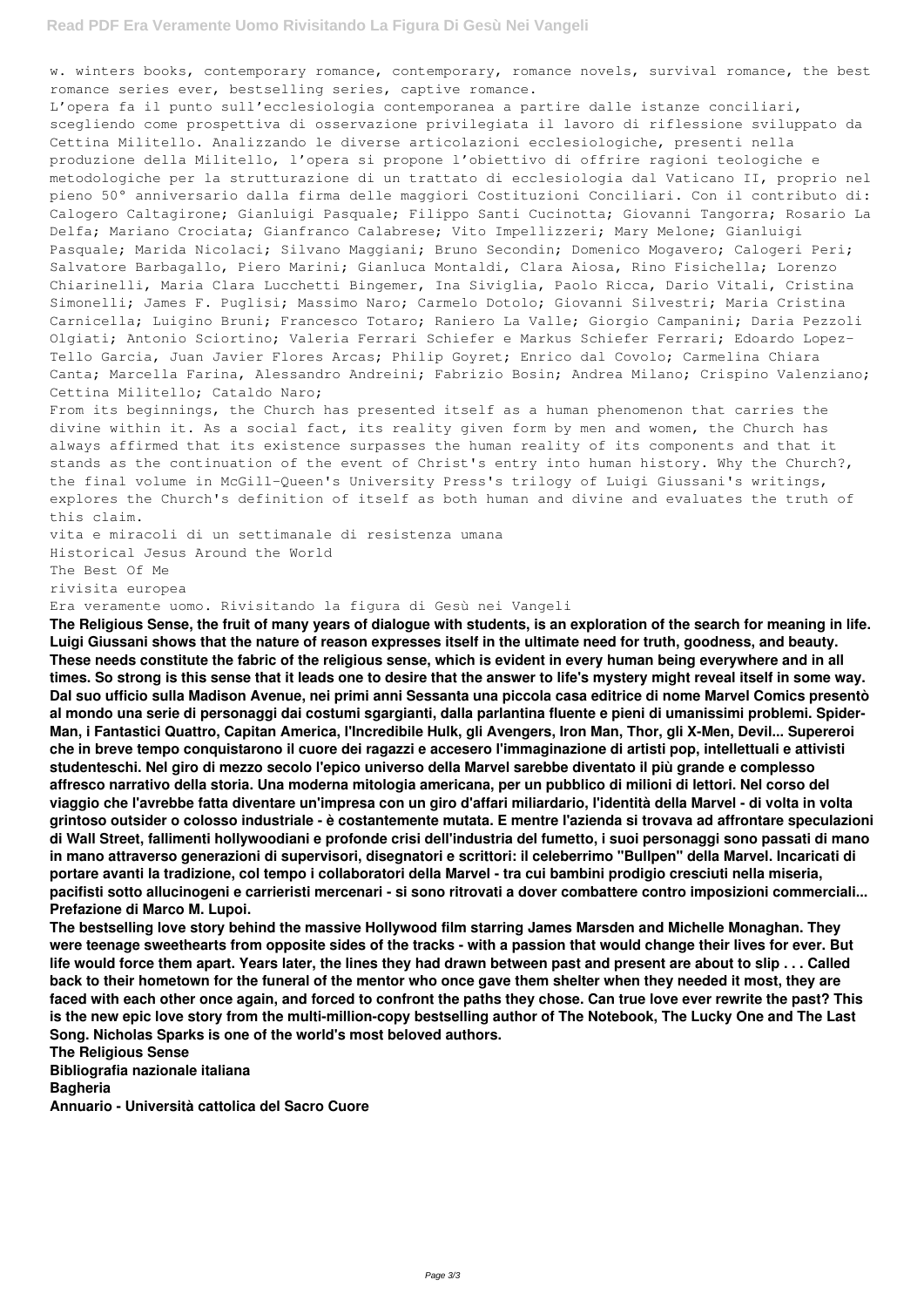w. winters books, contemporary romance, contemporary, romance novels, survival romance, the best romance series ever, bestselling series, captive romance.

L'opera fa il punto sull'ecclesiologia contemporanea a partire dalle istanze conciliari, scegliendo come prospettiva di osservazione privilegiata il lavoro di riflessione sviluppato da Cettina Militello. Analizzando le diverse articolazioni ecclesiologiche, presenti nella produzione della Militello, l'opera si propone l'obiettivo di offrire ragioni teologiche e metodologiche per la strutturazione di un trattato di ecclesiologia dal Vaticano II, proprio nel pieno 50° anniversario dalla firma delle maggiori Costituzioni Conciliari. Con il contributo di: Calogero Caltagirone; Gianluigi Pasquale; Filippo Santi Cucinotta; Giovanni Tangorra; Rosario La Delfa; Mariano Crociata; Gianfranco Calabrese; Vito Impellizzeri; Mary Melone; Gianluigi Pasquale; Marida Nicolaci; Silvano Maggiani; Bruno Secondin; Domenico Mogavero; Calogeri Peri; Salvatore Barbagallo, Piero Marini; Gianluca Montaldi, Clara Aiosa, Rino Fisichella; Lorenzo Chiarinelli, Maria Clara Lucchetti Bingemer, Ina Siviglia, Paolo Ricca, Dario Vitali, Cristina Simonelli; James F. Puglisi; Massimo Naro; Carmelo Dotolo; Giovanni Silvestri; Maria Cristina Carnicella; Luigino Bruni; Francesco Totaro; Raniero La Valle; Giorgio Campanini; Daria Pezzoli Olgiati; Antonio Sciortino; Valeria Ferrari Schiefer e Markus Schiefer Ferrari; Edoardo Lopez-Tello Garcia, Juan Javier Flores Arcas; Philip Goyret; Enrico dal Covolo; Carmelina Chiara Canta; Marcella Farina, Alessandro Andreini; Fabrizio Bosin; Andrea Milano; Crispino Valenziano; Cettina Militello; Cataldo Naro;

From its beginnings, the Church has presented itself as a human phenomenon that carries the divine within it. As a social fact, its reality given form by men and women, the Church has always affirmed that its existence surpasses the human reality of its components and that it stands as the continuation of the event of Christ's entry into human history. Why the Church?, the final volume in McGill-Queen's University Press's trilogy of Luigi Giussani's writings, explores the Church's definition of itself as both human and divine and evaluates the truth of this claim.

vita e miracoli di un settimanale di resistenza umana
Historical Jesus Around the World
The Best Of Me
rivisita europea
Era veramente uomo. Rivisitando la figura di Gesù nei Vangeli

**The Religious Sense, the fruit of many years of dialogue with students, is an exploration of the search for meaning in life. Luigi Giussani shows that the nature of reason expresses itself in the ultimate need for truth, goodness, and beauty. These needs constitute the fabric of the religious sense, which is evident in every human being everywhere and in all times. So strong is this sense that it leads one to desire that the answer to life's mystery might reveal itself in some way.**

**Dal suo ufficio sulla Madison Avenue, nei primi anni Sessanta una piccola casa editrice di nome Marvel Comics presentò al mondo una serie di personaggi dai costumi sgargianti, dalla parlantina fluente e pieni di umanissimi problemi. Spider-Man, i Fantastici Quattro, Capitan America, l'Incredibile Hulk, gli Avengers, Iron Man, Thor, gli X-Men, Devil... Supereroi che in breve tempo conquistarono il cuore dei ragazzi e accesero l'immaginazione di artisti pop, intellettuali e attivisti studenteschi. Nel giro di mezzo secolo l'epico universo della Marvel sarebbe diventato il più grande e complesso affresco narrativo della storia. Una moderna mitologia americana, per un pubblico di milioni di lettori. Nel corso del viaggio che l'avrebbe fatta diventare un'impresa con un giro d'affari miliardario, l'identità della Marvel - di volta in volta grintoso outsider o colosso industriale - è costantemente mutata. E mentre l'azienda si trovava ad affrontare speculazioni di Wall Street, fallimenti hollywoodiani e profonde crisi dell'industria del fumetto, i suoi personaggi sono passati di mano in mano attraverso generazioni di supervisori, disegnatori e scrittori: il celeberrimo "Bullpen" della Marvel. Incaricati di portare avanti la tradizione, col tempo i collaboratori della Marvel - tra cui bambini prodigio cresciuti nella miseria, pacifisti sotto allucinogeni e carrieristi mercenari - si sono ritrovati a dover combattere contro imposizioni commerciali... Prefazione di Marco M. Lupoi.**

**The bestselling love story behind the massive Hollywood film starring James Marsden and Michelle Monaghan. They were teenage sweethearts from opposite sides of the tracks - with a passion that would change their lives for ever. But life would force them apart. Years later, the lines they had drawn between past and present are about to slip . . . Called back to their hometown for the funeral of the mentor who once gave them shelter when they needed it most, they are faced with each other once again, and forced to confront the paths they chose. Can true love ever rewrite the past? This is the new epic love story from the multi-million-copy bestselling author of The Notebook, The Lucky One and The Last Song. Nicholas Sparks is one of the world's most beloved authors.**

**The Religious Sense**
**Bibliografia nazionale italiana**
**Bagheria**
**Annuario - Università cattolica del Sacro Cuore**